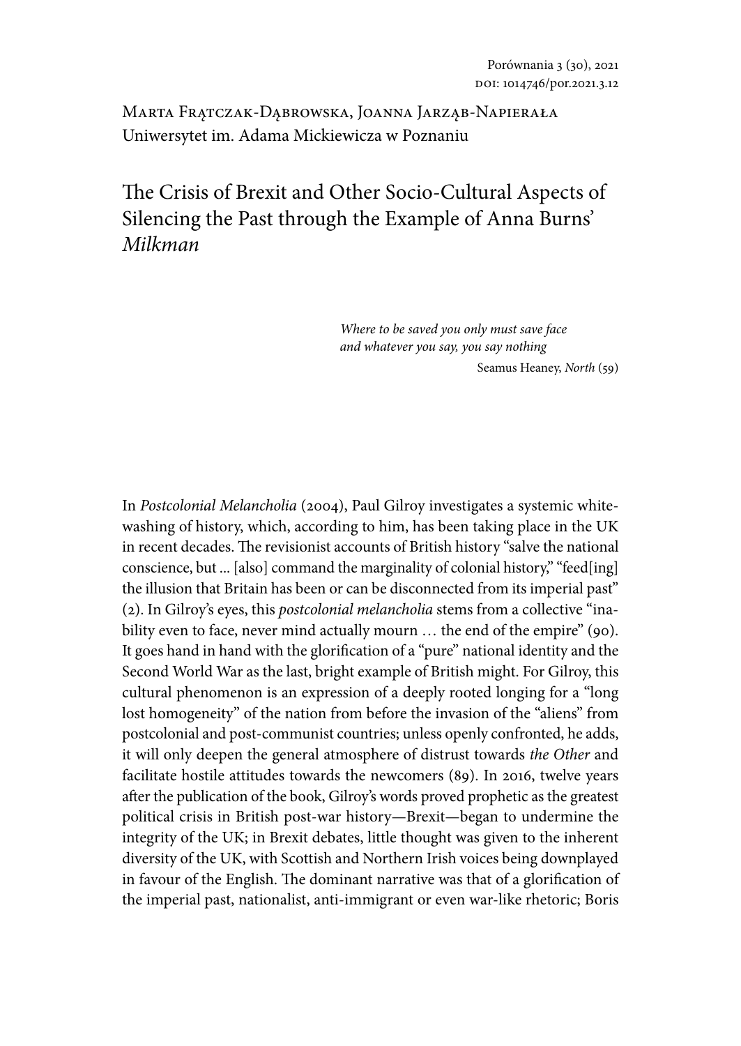Porównania 3 (30), 2021
DOI: 1014746/por.2021.3.12

Marta Frątczak-Dąbrowska, Joanna Jarząb-Napierała
Uniwersytet im. Adama Mickiewicza w Poznaniu

# The Crisis of Brexit and Other Socio-Cultural Aspects of Silencing the Past through the Example of Anna Burns' *Milkman*

> *Where to be saved you only must save face*
> *and whatever you say, you say nothing*
>
> Seamus Heaney, *North* (59)

In *Postcolonial Melancholia* (2004), Paul Gilroy investigates a systemic whitewashing of history, which, according to him, has been taking place in the UK in recent decades. The revisionist accounts of British history "salve the national conscience, but ... [also] command the marginality of colonial history," "feed[ing] the illusion that Britain has been or can be disconnected from its imperial past" (2). In Gilroy's eyes, this *postcolonial melancholia* stems from a collective "inability even to face, never mind actually mourn … the end of the empire" (90). It goes hand in hand with the glorification of a "pure" national identity and the Second World War as the last, bright example of British might. For Gilroy, this cultural phenomenon is an expression of a deeply rooted longing for a "long lost homogeneity" of the nation from before the invasion of the "aliens" from postcolonial and post-communist countries; unless openly confronted, he adds, it will only deepen the general atmosphere of distrust towards *the Other* and facilitate hostile attitudes towards the newcomers (89). In 2016, twelve years after the publication of the book, Gilroy's words proved prophetic as the greatest political crisis in British post-war history—Brexit—began to undermine the integrity of the UK; in Brexit debates, little thought was given to the inherent diversity of the UK, with Scottish and Northern Irish voices being downplayed in favour of the English. The dominant narrative was that of a glorification of the imperial past, nationalist, anti-immigrant or even war-like rhetoric; Boris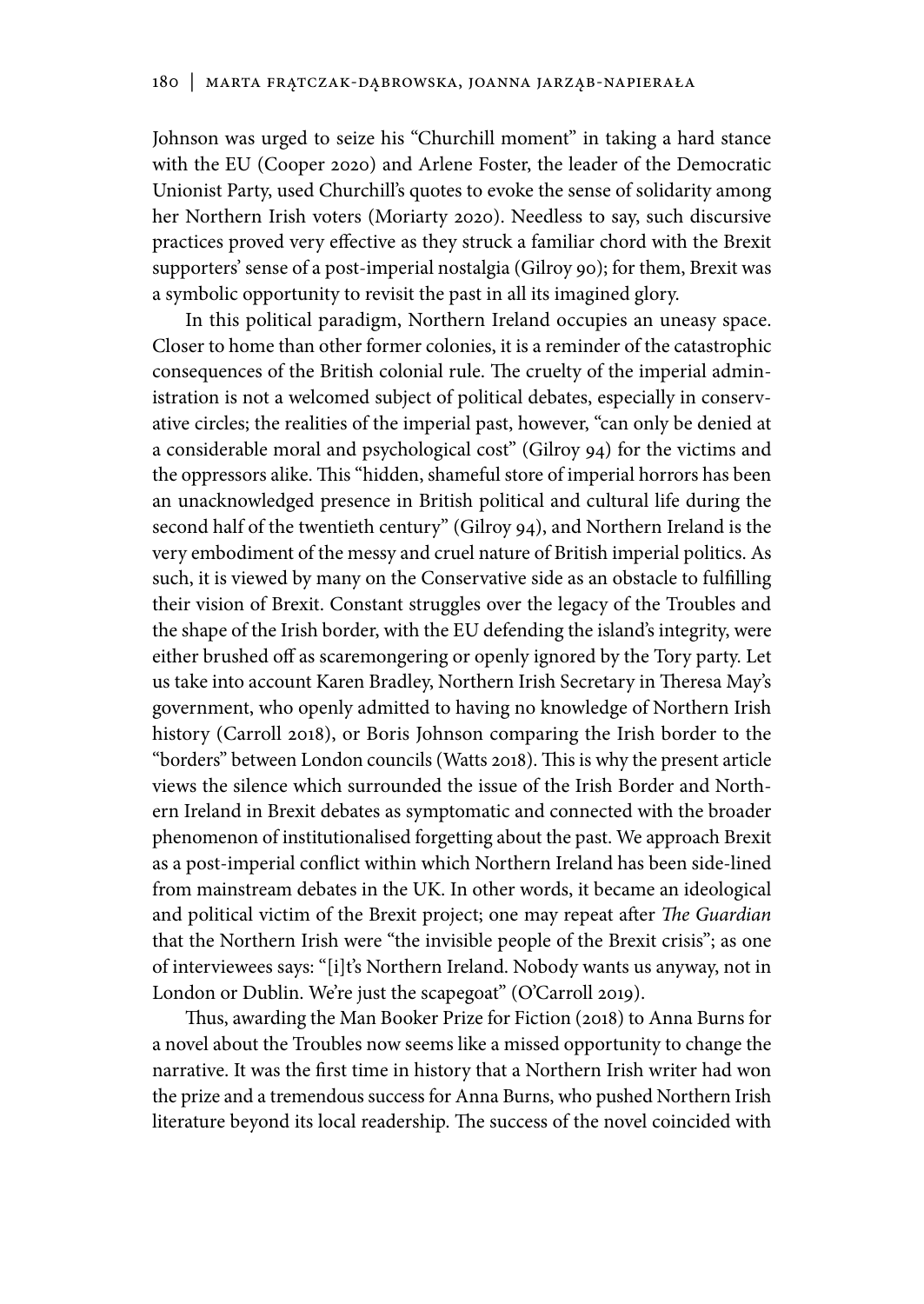Johnson was urged to seize his "Churchill moment" in taking a hard stance with the EU (Cooper 2020) and Arlene Foster, the leader of the Democratic Unionist Party, used Churchill's quotes to evoke the sense of solidarity among her Northern Irish voters (Moriarty 2020). Needless to say, such discursive practices proved very effective as they struck a familiar chord with the Brexit supporters' sense of a post-imperial nostalgia (Gilroy 90); for them, Brexit was a symbolic opportunity to revisit the past in all its imagined glory.

In this political paradigm, Northern Ireland occupies an uneasy space. Closer to home than other former colonies, it is a reminder of the catastrophic consequences of the British colonial rule. The cruelty of the imperial administration is not a welcomed subject of political debates, especially in conservative circles; the realities of the imperial past, however, "can only be denied at a considerable moral and psychological cost" (Gilroy 94) for the victims and the oppressors alike. This "hidden, shameful store of imperial horrors has been an unacknowledged presence in British political and cultural life during the second half of the twentieth century" (Gilroy 94), and Northern Ireland is the very embodiment of the messy and cruel nature of British imperial politics. As such, it is viewed by many on the Conservative side as an obstacle to fulfilling their vision of Brexit. Constant struggles over the legacy of the Troubles and the shape of the Irish border, with the EU defending the island's integrity, were either brushed off as scaremongering or openly ignored by the Tory party. Let us take into account Karen Bradley, Northern Irish Secretary in Theresa May's government, who openly admitted to having no knowledge of Northern Irish history (Carroll 2018), or Boris Johnson comparing the Irish border to the "borders" between London councils (Watts 2018). This is why the present article views the silence which surrounded the issue of the Irish Border and Northern Ireland in Brexit debates as symptomatic and connected with the broader phenomenon of institutionalised forgetting about the past. We approach Brexit as a post-imperial conflict within which Northern Ireland has been side-lined from mainstream debates in the UK. In other words, it became an ideological and political victim of the Brexit project; one may repeat after *The Guardian* that the Northern Irish were "the invisible people of the Brexit crisis"; as one of interviewees says: "[i]t's Northern Ireland. Nobody wants us anyway, not in London or Dublin. We're just the scapegoat" (O'Carroll 2019).

Thus, awarding the Man Booker Prize for Fiction (2018) to Anna Burns for a novel about the Troubles now seems like a missed opportunity to change the narrative. It was the first time in history that a Northern Irish writer had won the prize and a tremendous success for Anna Burns, who pushed Northern Irish literature beyond its local readership. The success of the novel coincided with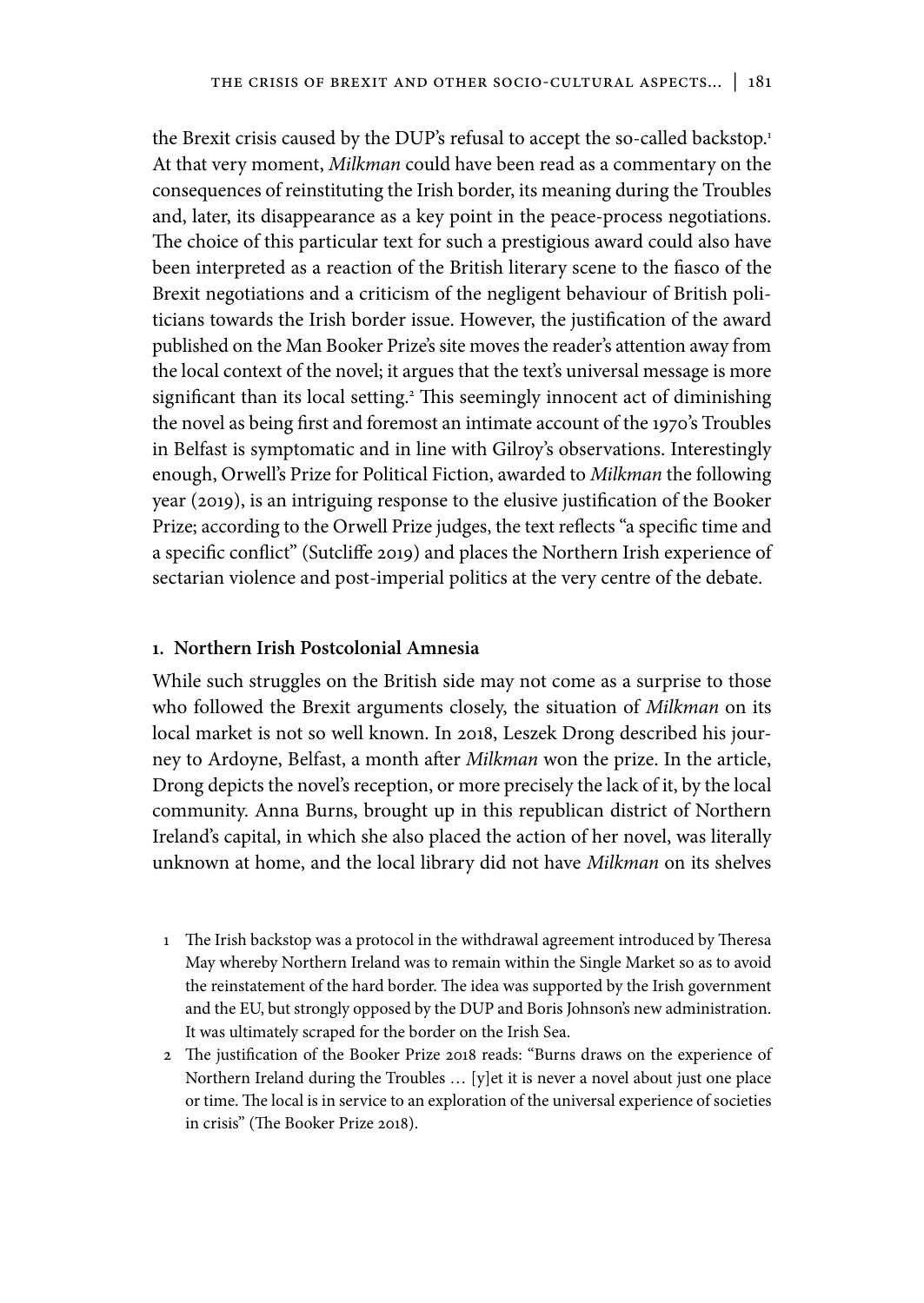the Brexit crisis caused by the DUP's refusal to accept the so-called backstop.[1] At that very moment, *Milkman* could have been read as a commentary on the consequences of reinstituting the Irish border, its meaning during the Troubles and, later, its disappearance as a key point in the peace-process negotiations. The choice of this particular text for such a prestigious award could also have been interpreted as a reaction of the British literary scene to the fiasco of the Brexit negotiations and a criticism of the negligent behaviour of British politicians towards the Irish border issue. However, the justification of the award published on the Man Booker Prize's site moves the reader's attention away from the local context of the novel; it argues that the text's universal message is more significant than its local setting.[2] This seemingly innocent act of diminishing the novel as being first and foremost an intimate account of the 1970's Troubles in Belfast is symptomatic and in line with Gilroy's observations. Interestingly enough, Orwell's Prize for Political Fiction, awarded to *Milkman* the following year (2019), is an intriguing response to the elusive justification of the Booker Prize; according to the Orwell Prize judges, the text reflects "a specific time and a specific conflict" (Sutcliffe 2019) and places the Northern Irish experience of sectarian violence and post-imperial politics at the very centre of the debate.

## 1. Northern Irish Postcolonial Amnesia

While such struggles on the British side may not come as a surprise to those who followed the Brexit arguments closely, the situation of *Milkman* on its local market is not so well known. In 2018, Leszek Drong described his journey to Ardoyne, Belfast, a month after *Milkman* won the prize. In the article, Drong depicts the novel's reception, or more precisely the lack of it, by the local community. Anna Burns, brought up in this republican district of Northern Ireland's capital, in which she also placed the action of her novel, was literally unknown at home, and the local library did not have *Milkman* on its shelves

1 The Irish backstop was a protocol in the withdrawal agreement introduced by Theresa May whereby Northern Ireland was to remain within the Single Market so as to avoid the reinstatement of the hard border. The idea was supported by the Irish government and the EU, but strongly opposed by the DUP and Boris Johnson's new administration. It was ultimately scraped for the border on the Irish Sea.

2 The justification of the Booker Prize 2018 reads: "Burns draws on the experience of Northern Ireland during the Troubles … [y]et it is never a novel about just one place or time. The local is in service to an exploration of the universal experience of societies in crisis" (The Booker Prize 2018).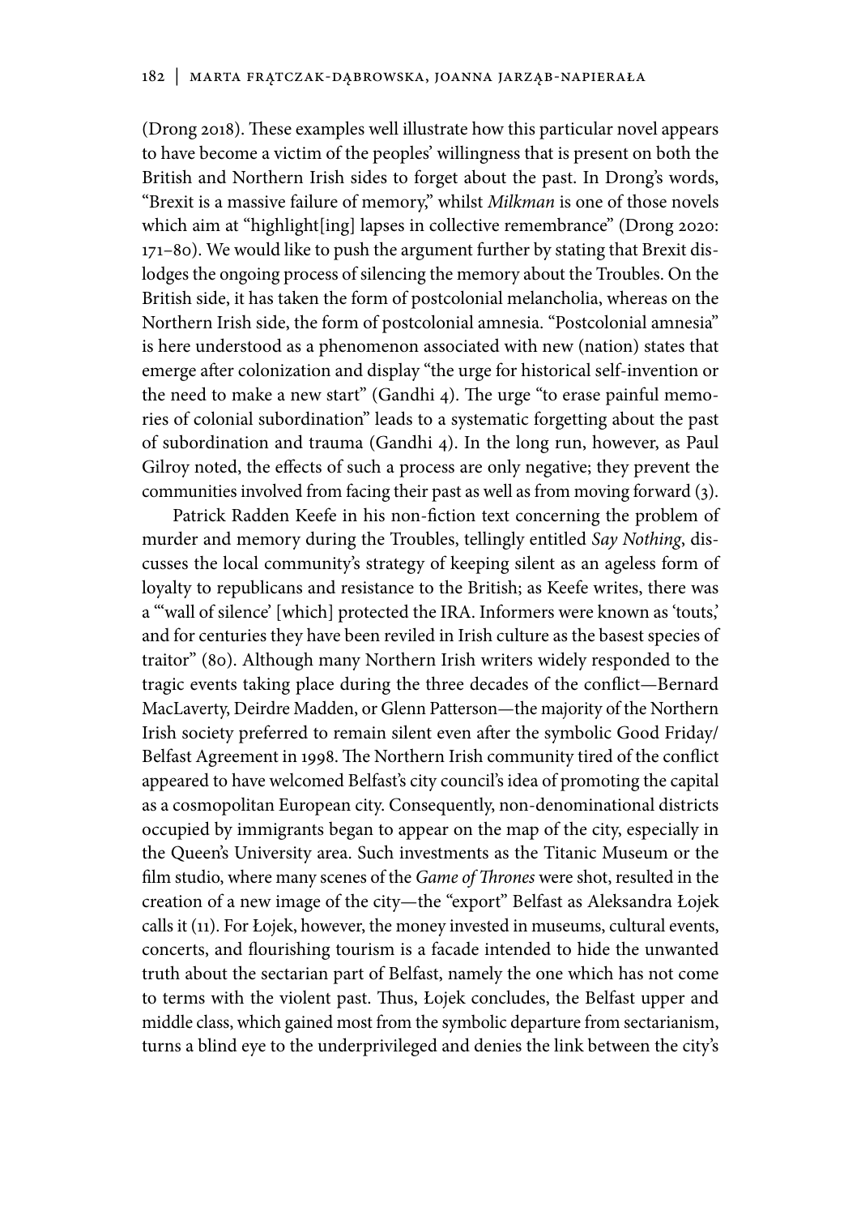(Drong 2018). These examples well illustrate how this particular novel appears to have become a victim of the peoples' willingness that is present on both the British and Northern Irish sides to forget about the past. In Drong's words, "Brexit is a massive failure of memory," whilst *Milkman* is one of those novels which aim at "highlight[ing] lapses in collective remembrance" (Drong 2020: 171–80). We would like to push the argument further by stating that Brexit dislodges the ongoing process of silencing the memory about the Troubles. On the British side, it has taken the form of postcolonial melancholia, whereas on the Northern Irish side, the form of postcolonial amnesia. "Postcolonial amnesia" is here understood as a phenomenon associated with new (nation) states that emerge after colonization and display "the urge for historical self-invention or the need to make a new start" (Gandhi 4). The urge "to erase painful memories of colonial subordination" leads to a systematic forgetting about the past of subordination and trauma (Gandhi 4). In the long run, however, as Paul Gilroy noted, the effects of such a process are only negative; they prevent the communities involved from facing their past as well as from moving forward (3).

Patrick Radden Keefe in his non-fiction text concerning the problem of murder and memory during the Troubles, tellingly entitled *Say Nothing*, discusses the local community's strategy of keeping silent as an ageless form of loyalty to republicans and resistance to the British; as Keefe writes, there was a "'wall of silence' [which] protected the IRA. Informers were known as 'touts,' and for centuries they have been reviled in Irish culture as the basest species of traitor" (80). Although many Northern Irish writers widely responded to the tragic events taking place during the three decades of the conflict—Bernard MacLaverty, Deirdre Madden, or Glenn Patterson—the majority of the Northern Irish society preferred to remain silent even after the symbolic Good Friday/Belfast Agreement in 1998. The Northern Irish community tired of the conflict appeared to have welcomed Belfast's city council's idea of promoting the capital as a cosmopolitan European city. Consequently, non-denominational districts occupied by immigrants began to appear on the map of the city, especially in the Queen's University area. Such investments as the Titanic Museum or the film studio, where many scenes of the *Game of Thrones* were shot, resulted in the creation of a new image of the city—the "export" Belfast as Aleksandra Łojek calls it (11). For Łojek, however, the money invested in museums, cultural events, concerts, and flourishing tourism is a facade intended to hide the unwanted truth about the sectarian part of Belfast, namely the one which has not come to terms with the violent past. Thus, Łojek concludes, the Belfast upper and middle class, which gained most from the symbolic departure from sectarianism, turns a blind eye to the underprivileged and denies the link between the city's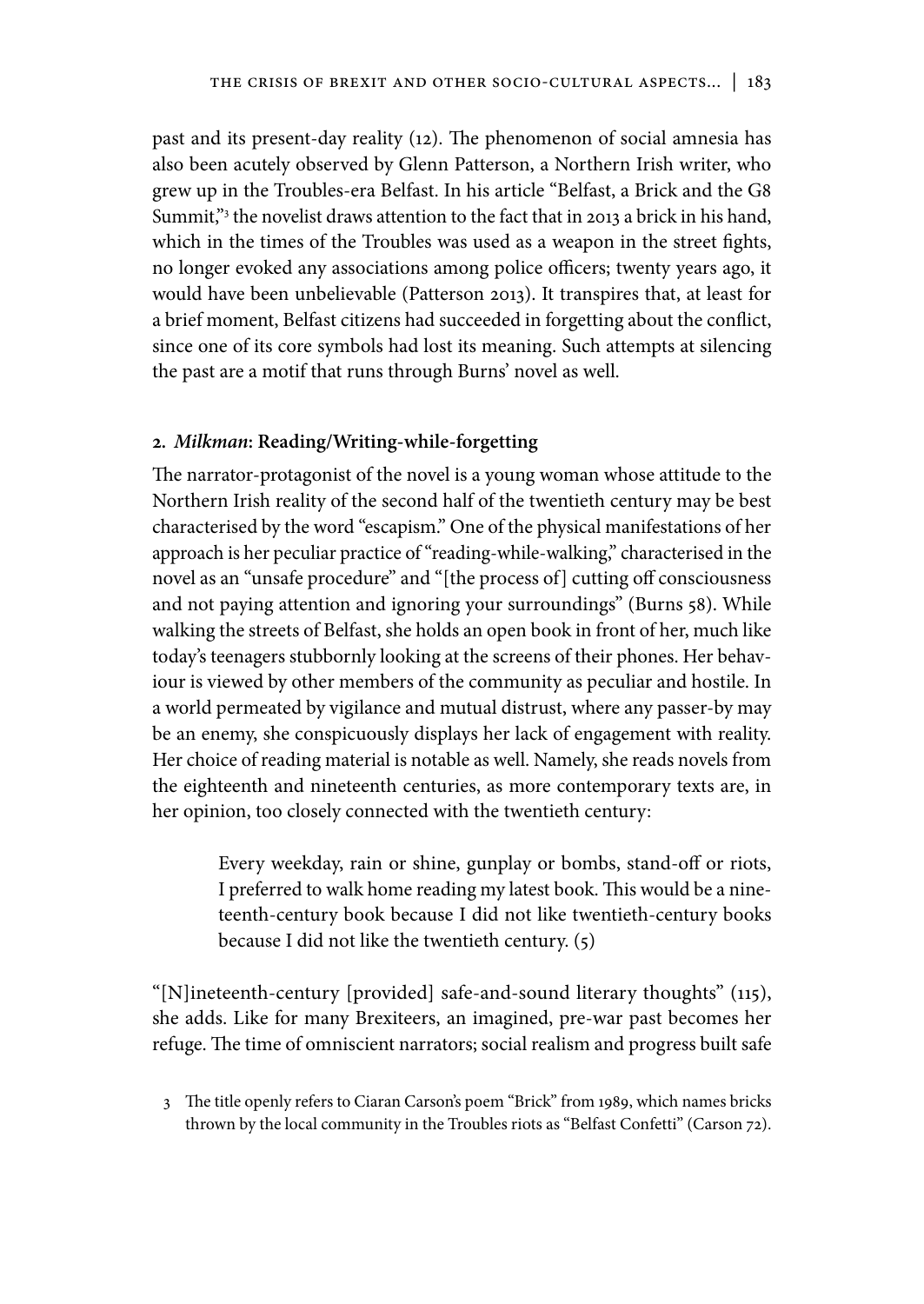past and its present-day reality (12). The phenomenon of social amnesia has also been acutely observed by Glenn Patterson, a Northern Irish writer, who grew up in the Troubles-era Belfast. In his article "Belfast, a Brick and the G8 Summit,"[3] the novelist draws attention to the fact that in 2013 a brick in his hand, which in the times of the Troubles was used as a weapon in the street fights, no longer evoked any associations among police officers; twenty years ago, it would have been unbelievable (Patterson 2013). It transpires that, at least for a brief moment, Belfast citizens had succeeded in forgetting about the conflict, since one of its core symbols had lost its meaning. Such attempts at silencing the past are a motif that runs through Burns' novel as well.

## 2. *Milkman*: Reading/Writing-while-forgetting

The narrator-protagonist of the novel is a young woman whose attitude to the Northern Irish reality of the second half of the twentieth century may be best characterised by the word "escapism." One of the physical manifestations of her approach is her peculiar practice of "reading-while-walking," characterised in the novel as an "unsafe procedure" and "[the process of] cutting off consciousness and not paying attention and ignoring your surroundings" (Burns 58). While walking the streets of Belfast, she holds an open book in front of her, much like today's teenagers stubbornly looking at the screens of their phones. Her behaviour is viewed by other members of the community as peculiar and hostile. In a world permeated by vigilance and mutual distrust, where any passer-by may be an enemy, she conspicuously displays her lack of engagement with reality. Her choice of reading material is notable as well. Namely, she reads novels from the eighteenth and nineteenth centuries, as more contemporary texts are, in her opinion, too closely connected with the twentieth century:

> Every weekday, rain or shine, gunplay or bombs, stand-off or riots, I preferred to walk home reading my latest book. This would be a nineteenth-century book because I did not like twentieth-century books because I did not like the twentieth century. (5)

"[N]ineteenth-century [provided] safe-and-sound literary thoughts" (115), she adds. Like for many Brexiteers, an imagined, pre-war past becomes her refuge. The time of omniscient narrators; social realism and progress built safe

[3] The title openly refers to Ciaran Carson's poem "Brick" from 1989, which names bricks thrown by the local community in the Troubles riots as "Belfast Confetti" (Carson 72).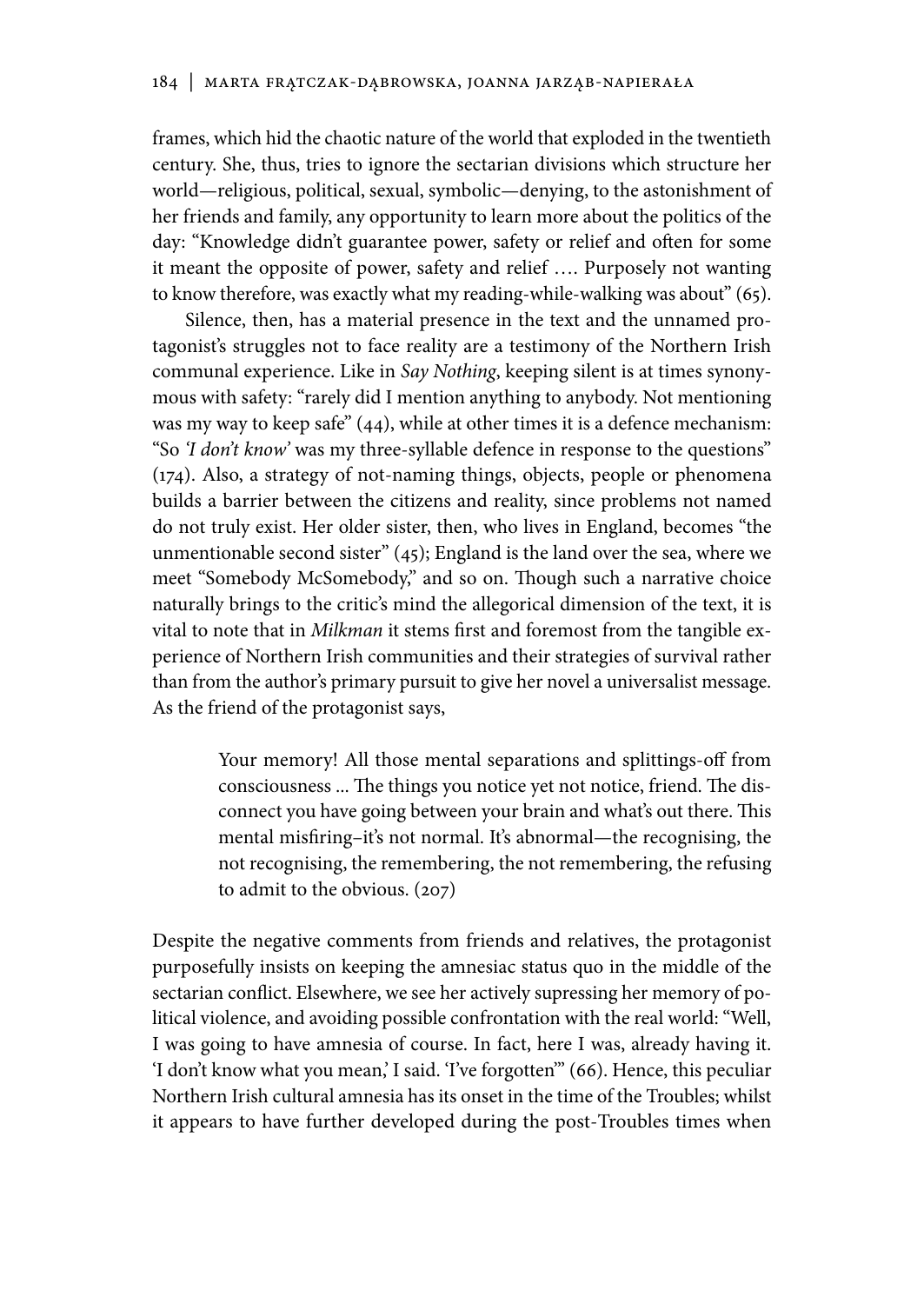frames, which hid the chaotic nature of the world that exploded in the twentieth century. She, thus, tries to ignore the sectarian divisions which structure her world—religious, political, sexual, symbolic—denying, to the astonishment of her friends and family, any opportunity to learn more about the politics of the day: "Knowledge didn't guarantee power, safety or relief and often for some it meant the opposite of power, safety and relief …. Purposely not wanting to know therefore, was exactly what my reading-while-walking was about" (65).

Silence, then, has a material presence in the text and the unnamed protagonist's struggles not to face reality are a testimony of the Northern Irish communal experience. Like in *Say Nothing*, keeping silent is at times synonymous with safety: "rarely did I mention anything to anybody. Not mentioning was my way to keep safe" (44), while at other times it is a defence mechanism: "So *'I don't know'* was my three-syllable defence in response to the questions" (174). Also, a strategy of not-naming things, objects, people or phenomena builds a barrier between the citizens and reality, since problems not named do not truly exist. Her older sister, then, who lives in England, becomes "the unmentionable second sister" (45); England is the land over the sea, where we meet "Somebody McSomebody," and so on. Though such a narrative choice naturally brings to the critic's mind the allegorical dimension of the text, it is vital to note that in *Milkman* it stems first and foremost from the tangible experience of Northern Irish communities and their strategies of survival rather than from the author's primary pursuit to give her novel a universalist message. As the friend of the protagonist says,

> Your memory! All those mental separations and splittings-off from consciousness ... The things you notice yet not notice, friend. The disconnect you have going between your brain and what's out there. This mental misfiring–it's not normal. It's abnormal—the recognising, the not recognising, the remembering, the not remembering, the refusing to admit to the obvious. (207)

Despite the negative comments from friends and relatives, the protagonist purposefully insists on keeping the amnesiac status quo in the middle of the sectarian conflict. Elsewhere, we see her actively supressing her memory of political violence, and avoiding possible confrontation with the real world: "Well, I was going to have amnesia of course. In fact, here I was, already having it. 'I don't know what you mean,' I said. 'I've forgotten'" (66). Hence, this peculiar Northern Irish cultural amnesia has its onset in the time of the Troubles; whilst it appears to have further developed during the post-Troubles times when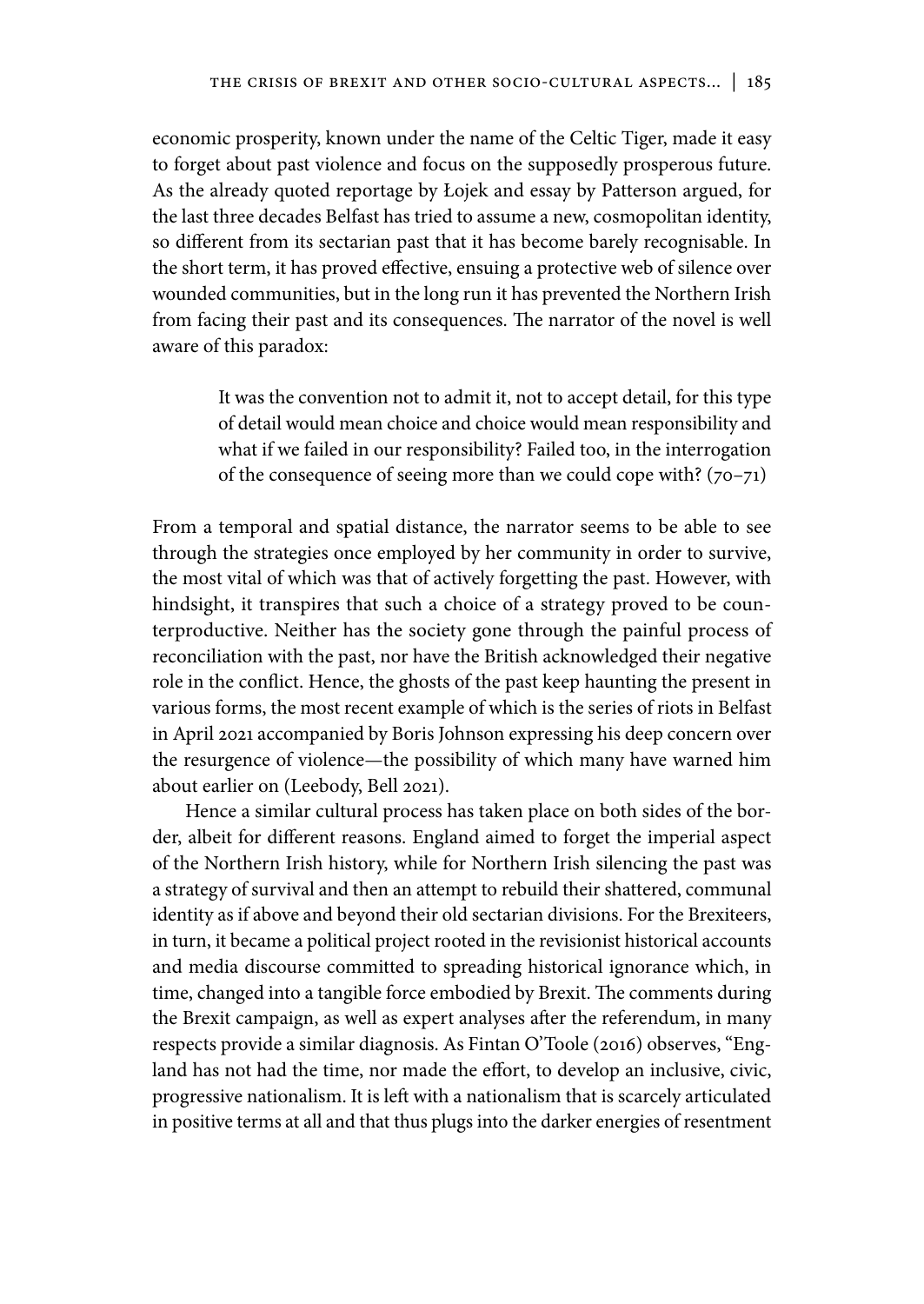economic prosperity, known under the name of the Celtic Tiger, made it easy to forget about past violence and focus on the supposedly prosperous future. As the already quoted reportage by Łojek and essay by Patterson argued, for the last three decades Belfast has tried to assume a new, cosmopolitan identity, so different from its sectarian past that it has become barely recognisable. In the short term, it has proved effective, ensuing a protective web of silence over wounded communities, but in the long run it has prevented the Northern Irish from facing their past and its consequences. The narrator of the novel is well aware of this paradox:

> It was the convention not to admit it, not to accept detail, for this type of detail would mean choice and choice would mean responsibility and what if we failed in our responsibility? Failed too, in the interrogation of the consequence of seeing more than we could cope with? (70–71)

From a temporal and spatial distance, the narrator seems to be able to see through the strategies once employed by her community in order to survive, the most vital of which was that of actively forgetting the past. However, with hindsight, it transpires that such a choice of a strategy proved to be counterproductive. Neither has the society gone through the painful process of reconciliation with the past, nor have the British acknowledged their negative role in the conflict. Hence, the ghosts of the past keep haunting the present in various forms, the most recent example of which is the series of riots in Belfast in April 2021 accompanied by Boris Johnson expressing his deep concern over the resurgence of violence—the possibility of which many have warned him about earlier on (Leebody, Bell 2021).

Hence a similar cultural process has taken place on both sides of the border, albeit for different reasons. England aimed to forget the imperial aspect of the Northern Irish history, while for Northern Irish silencing the past was a strategy of survival and then an attempt to rebuild their shattered, communal identity as if above and beyond their old sectarian divisions. For the Brexiteers, in turn, it became a political project rooted in the revisionist historical accounts and media discourse committed to spreading historical ignorance which, in time, changed into a tangible force embodied by Brexit. The comments during the Brexit campaign, as well as expert analyses after the referendum, in many respects provide a similar diagnosis. As Fintan O'Toole (2016) observes, "England has not had the time, nor made the effort, to develop an inclusive, civic, progressive nationalism. It is left with a nationalism that is scarcely articulated in positive terms at all and that thus plugs into the darker energies of resentment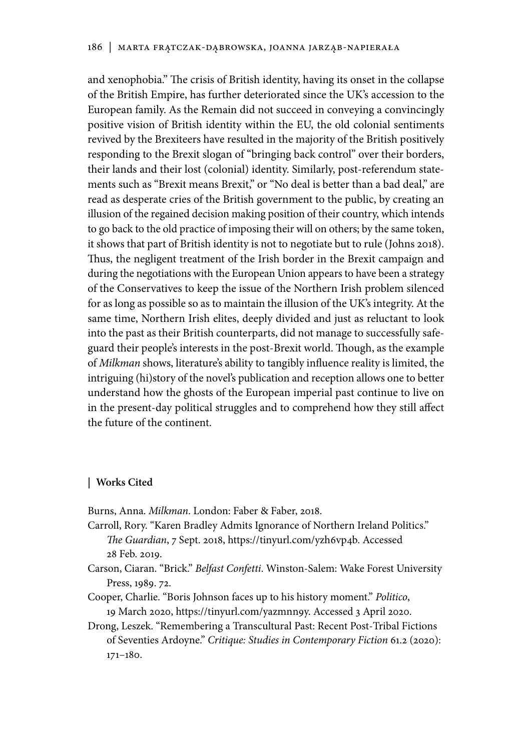and xenophobia." The crisis of British identity, having its onset in the collapse of the British Empire, has further deteriorated since the UK's accession to the European family. As the Remain did not succeed in conveying a convincingly positive vision of British identity within the EU, the old colonial sentiments revived by the Brexiteers have resulted in the majority of the British positively responding to the Brexit slogan of "bringing back control" over their borders, their lands and their lost (colonial) identity. Similarly, post-referendum statements such as "Brexit means Brexit," or "No deal is better than a bad deal," are read as desperate cries of the British government to the public, by creating an illusion of the regained decision making position of their country, which intends to go back to the old practice of imposing their will on others; by the same token, it shows that part of British identity is not to negotiate but to rule (Johns 2018). Thus, the negligent treatment of the Irish border in the Brexit campaign and during the negotiations with the European Union appears to have been a strategy of the Conservatives to keep the issue of the Northern Irish problem silenced for as long as possible so as to maintain the illusion of the UK's integrity. At the same time, Northern Irish elites, deeply divided and just as reluctant to look into the past as their British counterparts, did not manage to successfully safeguard their people's interests in the post-Brexit world. Though, as the example of *Milkman* shows, literature's ability to tangibly influence reality is limited, the intriguing (hi)story of the novel's publication and reception allows one to better understand how the ghosts of the European imperial past continue to live on in the present-day political struggles and to comprehend how they still affect the future of the continent.

## | Works Cited

Burns, Anna. *Milkman*. London: Faber & Faber, 2018.

Carroll, Rory. "Karen Bradley Admits Ignorance of Northern Ireland Politics." *The Guardian*, 7 Sept. 2018, https://tinyurl.com/yzh6vp4b. Accessed 28 Feb. 2019.

Carson, Ciaran. "Brick." *Belfast Confetti*. Winston-Salem: Wake Forest University Press, 1989. 72.

Cooper, Charlie. "Boris Johnson faces up to his history moment." *Politico*, 19 March 2020, https://tinyurl.com/yazmnn9y. Accessed 3 April 2020.

Drong, Leszek. "Remembering a Transcultural Past: Recent Post-Tribal Fictions of Seventies Ardoyne." *Critique: Studies in Contemporary Fiction* 61.2 (2020): 171–180.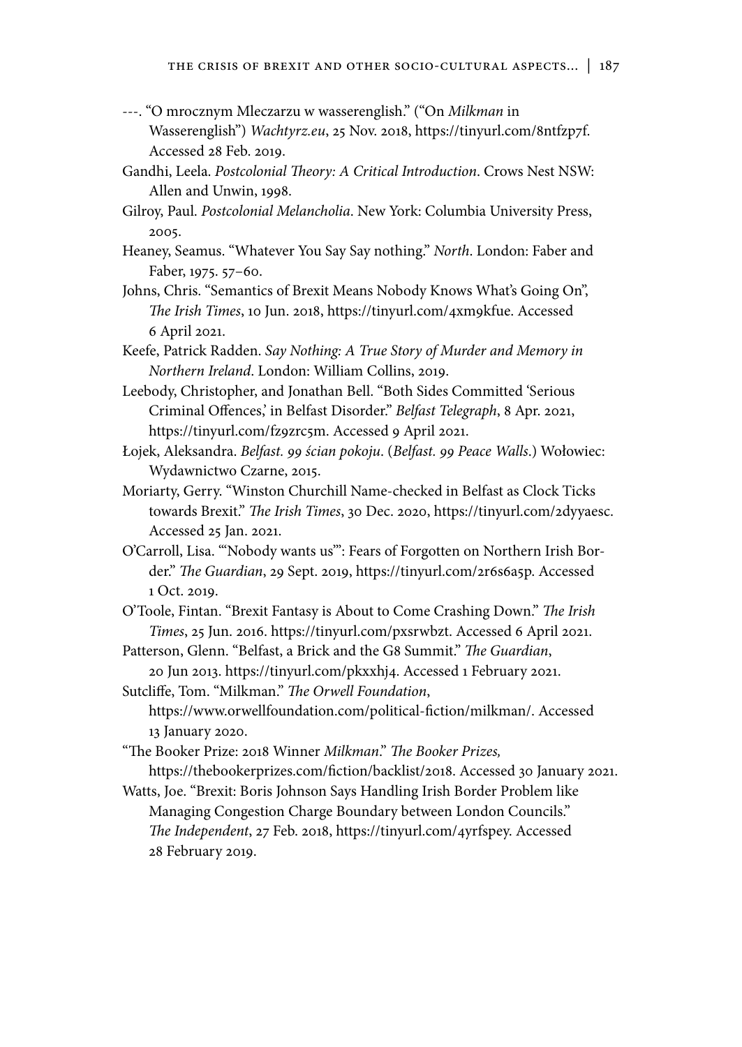---. "O mrocznym Mleczarzu w wasserenglish." ("On *Milkman* in Wasserenglish") *Wachtyrz.eu*, 25 Nov. 2018, https://tinyurl.com/8ntfzp7f. Accessed 28 Feb. 2019.

Gandhi, Leela. *Postcolonial Theory: A Critical Introduction*. Crows Nest NSW: Allen and Unwin, 1998.

Gilroy, Paul. *Postcolonial Melancholia*. New York: Columbia University Press, 2005.

Heaney, Seamus. "Whatever You Say Say nothing." *North*. London: Faber and Faber, 1975. 57–60.

Johns, Chris. "Semantics of Brexit Means Nobody Knows What's Going On", *The Irish Times*, 10 Jun. 2018, https://tinyurl.com/4xm9kfue. Accessed 6 April 2021.

Keefe, Patrick Radden. *Say Nothing: A True Story of Murder and Memory in Northern Ireland*. London: William Collins, 2019.

Leebody, Christopher, and Jonathan Bell. "Both Sides Committed 'Serious Criminal Offences,' in Belfast Disorder." *Belfast Telegraph*, 8 Apr. 2021, https://tinyurl.com/fz9zrc5m. Accessed 9 April 2021.

Łojek, Aleksandra. *Belfast. 99 ścian pokoju*. (*Belfast. 99 Peace Walls*.) Wołowiec: Wydawnictwo Czarne, 2015.

Moriarty, Gerry. "Winston Churchill Name-checked in Belfast as Clock Ticks towards Brexit." *The Irish Times*, 30 Dec. 2020, https://tinyurl.com/2dyyaesc. Accessed 25 Jan. 2021.

O'Carroll, Lisa. "'Nobody wants us'": Fears of Forgotten on Northern Irish Border." *The Guardian*, 29 Sept. 2019, https://tinyurl.com/2r6s6a5p. Accessed 1 Oct. 2019.

O'Toole, Fintan. "Brexit Fantasy is About to Come Crashing Down." *The Irish Times*, 25 Jun. 2016. https://tinyurl.com/pxsrwbzt. Accessed 6 April 2021.

Patterson, Glenn. "Belfast, a Brick and the G8 Summit." *The Guardian*, 20 Jun 2013. https://tinyurl.com/pkxxhj4. Accessed 1 February 2021.

Sutcliffe, Tom. "Milkman." *The Orwell Foundation*, https://www.orwellfoundation.com/political-fiction/milkman/. Accessed 13 January 2020.

"The Booker Prize: 2018 Winner *Milkman*." *The Booker Prizes,* https://thebookerprizes.com/fiction/backlist/2018. Accessed 30 January 2021.

Watts, Joe. "Brexit: Boris Johnson Says Handling Irish Border Problem like Managing Congestion Charge Boundary between London Councils." *The Independent*, 27 Feb. 2018, https://tinyurl.com/4yrfspey. Accessed 28 February 2019.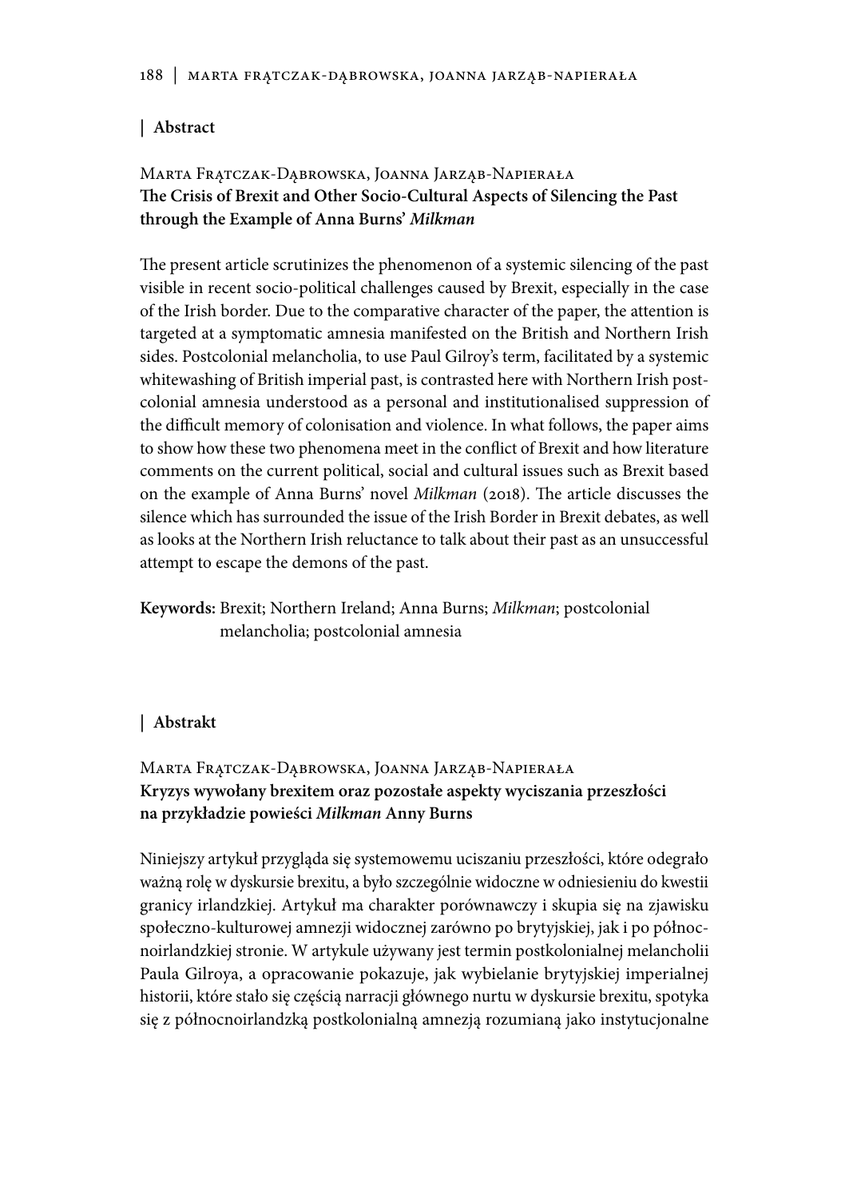## | Abstract

Marta Frątczak-Dąbrowska, Joanna Jarząb-Napierała

**The Crisis of Brexit and Other Socio-Cultural Aspects of Silencing the Past through the Example of Anna Burns' *Milkman***

The present article scrutinizes the phenomenon of a systemic silencing of the past visible in recent socio-political challenges caused by Brexit, especially in the case of the Irish border. Due to the comparative character of the paper, the attention is targeted at a symptomatic amnesia manifested on the British and Northern Irish sides. Postcolonial melancholia, to use Paul Gilroy's term, facilitated by a systemic whitewashing of British imperial past, is contrasted here with Northern Irish postcolonial amnesia understood as a personal and institutionalised suppression of the difficult memory of colonisation and violence. In what follows, the paper aims to show how these two phenomena meet in the conflict of Brexit and how literature comments on the current political, social and cultural issues such as Brexit based on the example of Anna Burns' novel *Milkman* (2018). The article discusses the silence which has surrounded the issue of the Irish Border in Brexit debates, as well as looks at the Northern Irish reluctance to talk about their past as an unsuccessful attempt to escape the demons of the past.

**Keywords:** Brexit; Northern Ireland; Anna Burns; *Milkman*; postcolonial melancholia; postcolonial amnesia

## | Abstrakt

Marta Frątczak-Dąbrowska, Joanna Jarząb-Napierała

**Kryzys wywołany brexitem oraz pozostałe aspekty wyciszania przeszłości na przykładzie powieści *Milkman* Anny Burns**

Niniejszy artykuł przygląda się systemowemu uciszaniu przeszłości, które odegrało ważną rolę w dyskursie brexitu, a było szczególnie widoczne w odniesieniu do kwestii granicy irlandzkiej. Artykuł ma charakter porównawczy i skupia się na zjawisku społeczno-kulturowej amnezji widocznej zarówno po brytyjskiej, jak i po północnoirlandzkiej stronie. W artykule używany jest termin postkolonialnej melancholii Paula Gilroya, a opracowanie pokazuje, jak wybielanie brytyjskiej imperialnej historii, które stało się częścią narracji głównego nurtu w dyskursie brexitu, spotyka się z północnoirlandzką postkolonialną amnezją rozumianą jako instytucjonalne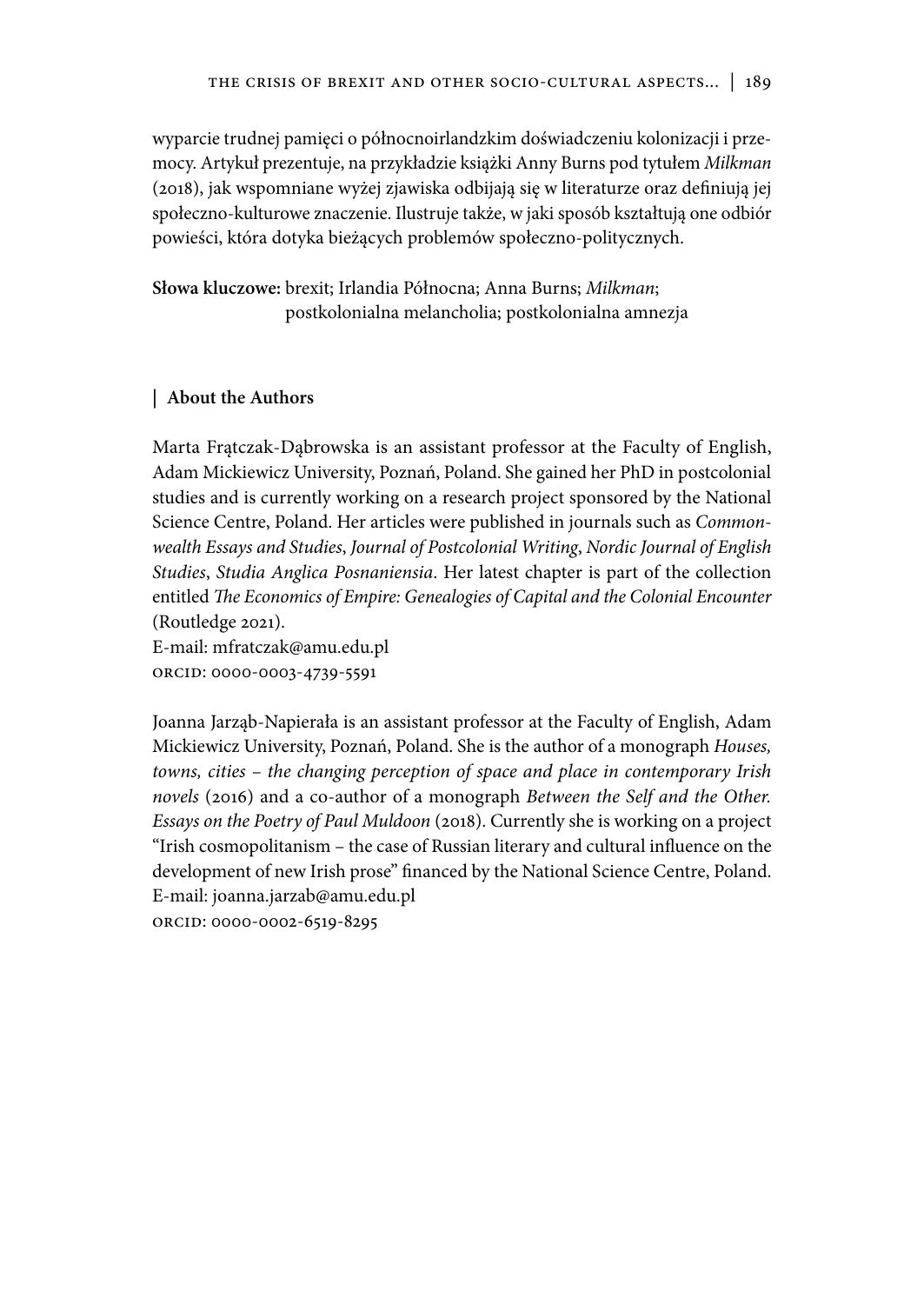wyparcie trudnej pamięci o północnoirlandzkim doświadczeniu kolonizacji i przemocy. Artykuł prezentuje, na przykładzie książki Anny Burns pod tytułem *Milkman* (2018), jak wspomniane wyżej zjawiska odbijają się w literaturze oraz definiują jej społeczno-kulturowe znaczenie. Ilustruje także, w jaki sposób kształtują one odbiór powieści, która dotyka bieżących problemów społeczno-politycznych.

**Słowa kluczowe:** brexit; Irlandia Północna; Anna Burns; *Milkman*; postkolonialna melancholia; postkolonialna amnezja

## | About the Authors

Marta Frątczak-Dąbrowska is an assistant professor at the Faculty of English, Adam Mickiewicz University, Poznań, Poland. She gained her PhD in postcolonial studies and is currently working on a research project sponsored by the National Science Centre, Poland. Her articles were published in journals such as *Commonwealth Essays and Studies*, *Journal of Postcolonial Writing*, *Nordic Journal of English Studies*, *Studia Anglica Posnaniensia*. Her latest chapter is part of the collection entitled *The Economics of Empire: Genealogies of Capital and the Colonial Encounter* (Routledge 2021).
E-mail: mfratczak@amu.edu.pl
ORCID: 0000-0003-4739-5591

Joanna Jarząb-Napierała is an assistant professor at the Faculty of English, Adam Mickiewicz University, Poznań, Poland. She is the author of a monograph *Houses, towns, cities – the changing perception of space and place in contemporary Irish novels* (2016) and a co-author of a monograph *Between the Self and the Other. Essays on the Poetry of Paul Muldoon* (2018). Currently she is working on a project "Irish cosmopolitanism – the case of Russian literary and cultural influence on the development of new Irish prose" financed by the National Science Centre, Poland.
E-mail: joanna.jarzab@amu.edu.pl
ORCID: 0000-0002-6519-8295